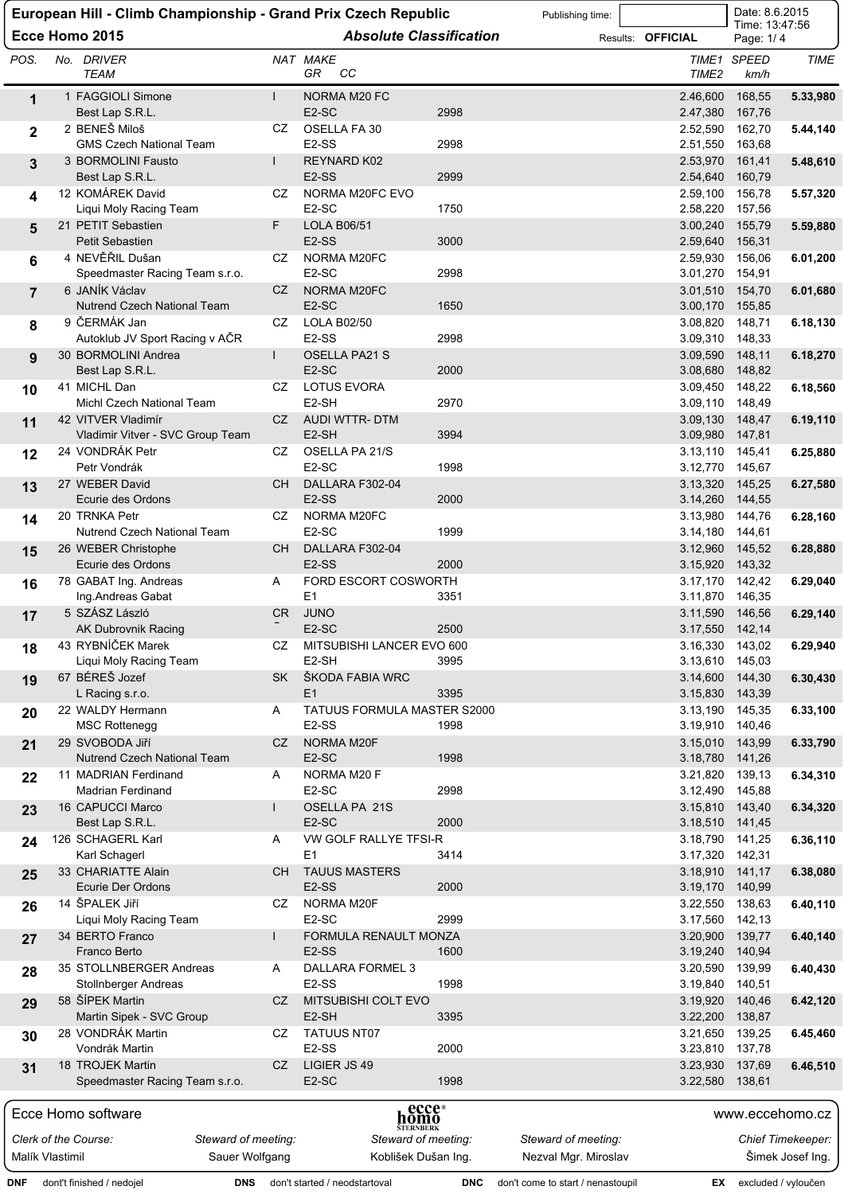# European Hill - Climb Championship - Grand Prix Czech Republic

**Ecce Homo 2015** — *Absolute Classification*

Publishing time: | Results: **OFFICIAL** | Date: 8.6.2015 Time: 13:47:56

| POS. | No. | DRIVER / TEAM | NAT | MAKE / GR | CC | TIME1 / TIME2 | SPEED km/h | TIME |
|---|---|---|---|---|---|---|---|---|
| 1 | 1 | FAGGIOLI Simone / Best Lap S.R.L. | I | NORMA M20 FC / E2-SC | 2998 | 2.46,600 / 2.47,380 | 168,55 / 167,76 | **5.33,980** |
| 2 | 2 | BENEŠ Miloš / GMS Czech National Team | CZ | OSELLA FA 30 / E2-SS | 2998 | 2.52,590 / 2.51,550 | 162,70 / 163,68 | **5.44,140** |
| 3 | 3 | BORMOLINI Fausto / Best Lap S.R.L. | I | REYNARD K02 / E2-SS | 2999 | 2.53,970 / 2.54,640 | 161,41 / 160,79 | **5.48,610** |
| 4 | 12 | KOMÁREK David / Liqui Moly Racing Team | CZ | NORMA M20FC EVO / E2-SC | 1750 | 2.59,100 / 2.58,220 | 156,78 / 157,56 | **5.57,320** |
| 5 | 21 | PETIT Sebastien / Petit Sebastien | F | LOLA B06/51 / E2-SS | 3000 | 3.00,240 / 2.59,640 | 155,79 / 156,31 | **5.59,880** |
| 6 | 4 | NEVĚŘIL Dušan / Speedmaster Racing Team s.r.o. | CZ | NORMA M20FC / E2-SC | 2998 | 2.59,930 / 3.01,270 | 156,06 / 154,91 | **6.01,200** |
| 7 | 6 | JANÍK Václav / Nutrend Czech National Team | CZ | NORMA M20FC / E2-SC | 1650 | 3.01,510 / 3.00,170 | 154,70 / 155,85 | **6.01,680** |
| 8 | 9 | ČERMÁK Jan / Autoklub JV Sport Racing v AČR | CZ | LOLA B02/50 / E2-SS | 2998 | 3.08,820 / 3.09,310 | 148,71 / 148,33 | **6.18,130** |
| 9 | 30 | BORMOLINI Andrea / Best Lap S.R.L. | I | OSELLA PA21 S / E2-SC | 2000 | 3.09,590 / 3.08,680 | 148,11 / 148,82 | **6.18,270** |
| 10 | 41 | MICHL Dan / Michl Czech National Team | CZ | LOTUS EVORA / E2-SH | 2970 | 3.09,450 / 3.09,110 | 148,22 / 148,49 | **6.18,560** |
| 11 | 42 | VITVER Vladimír / Vladimir Vitver - SVC Group Team | CZ | AUDI WTTR- DTM / E2-SH | 3994 | 3.09,130 / 3.09,980 | 148,47 / 147,81 | **6.19,110** |
| 12 | 24 | VONDRÁK Petr / Petr Vondrák | CZ | OSELLA PA 21/S / E2-SC | 1998 | 3.13,110 / 3.12,770 | 145,41 / 145,67 | **6.25,880** |
| 13 | 27 | WEBER David / Ecurie des Ordons | CH | DALLARA F302-04 / E2-SS | 2000 | 3.13,320 / 3.14,260 | 145,25 / 144,55 | **6.27,580** |
| 14 | 20 | TRNKA Petr / Nutrend Czech National Team | CZ | NORMA M20FC / E2-SC | 1999 | 3.13,980 / 3.14,180 | 144,76 / 144,61 | **6.28,160** |
| 15 | 26 | WEBER Christophe / Ecurie des Ordons | CH | DALLARA F302-04 / E2-SS | 2000 | 3.12,960 / 3.15,920 | 145,52 / 143,32 | **6.28,880** |
| 16 | 78 | GABAT Ing. Andreas / Ing.Andreas Gabat | A | FORD ESCORT COSWORTH / E1 | 3351 | 3.17,170 / 3.11,870 | 142,42 / 146,35 | **6.29,040** |
| 17 | 5 | SZÁSZ László / AK Dubrovnik Racing | CR | JUNO / E2-SC | 2500 | 3.11,590 / 3.17,550 | 146,56 / 142,14 | **6.29,140** |
| 18 | 43 | RYBNÍČEK Marek / Liqui Moly Racing Team | CZ | MITSUBISHI LANCER EVO 600 / E2-SH | 3995 | 3.16,330 / 3.13,610 | 143,02 / 145,03 | **6.29,940** |
| 19 | 67 | BÉREŠ Jozef / L Racing s.r.o. | SK | ŠKODA FABIA WRC / E1 | 3395 | 3.14,600 / 3.15,830 | 144,30 / 143,39 | **6.30,430** |
| 20 | 22 | WALDY Hermann / MSC Rottenegg | A | TATUUS FORMULA MASTER S2000 / E2-SS | 1998 | 3.13,190 / 3.19,910 | 145,35 / 140,46 | **6.33,100** |
| 21 | 29 | SVOBODA Jiří / Nutrend Czech National Team | CZ | NORMA M20F / E2-SC | 1998 | 3.15,010 / 3.18,780 | 143,99 / 141,26 | **6.33,790** |
| 22 | 11 | MADRIAN Ferdinand / Madrian Ferdinand | A | NORMA M20 F / E2-SC | 2998 | 3.21,820 / 3.12,490 | 139,13 / 145,88 | **6.34,310** |
| 23 | 16 | CAPUCCI Marco / Best Lap S.R.L. | I | OSELLA PA 21S / E2-SC | 2000 | 3.15,810 / 3.18,510 | 143,40 / 141,45 | **6.34,320** |
| 24 | 126 | SCHAGERL Karl / Karl Schagerl | A | VW GOLF RALLYE TFSI-R / E1 | 3414 | 3.18,790 / 3.17,320 | 141,25 / 142,31 | **6.36,110** |
| 25 | 33 | CHARIATTE Alain / Ecurie Der Ordons | CH | TAUUS MASTERS / E2-SS | 2000 | 3.18,910 / 3.19,170 | 141,17 / 140,99 | **6.38,080** |
| 26 | 14 | ŠPALEK Jiří / Liqui Moly Racing Team | CZ | NORMA M20F / E2-SC | 2999 | 3.22,550 / 3.17,560 | 138,63 / 142,13 | **6.40,110** |
| 27 | 34 | BERTO Franco / Franco Berto | I | FORMULA RENAULT MONZA / E2-SS | 1600 | 3.20,900 / 3.19,240 | 139,77 / 140,94 | **6.40,140** |
| 28 | 35 | STOLLNBERGER Andreas / Stollnberger Andreas | A | DALLARA FORMEL 3 / E2-SS | 1998 | 3.20,590 / 3.19,840 | 139,99 / 140,51 | **6.40,430** |
| 29 | 58 | ŠÍPEK Martin / Martin Sipek - SVC Group | CZ | MITSUBISHI COLT EVO / E2-SH | 3395 | 3.19,920 / 3.22,200 | 140,46 / 138,87 | **6.42,120** |
| 30 | 28 | VONDRÁK Martin / Vondrák Martin | CZ | TATUUS NT07 / E2-SS | 2000 | 3.21,650 / 3.23,810 | 139,25 / 137,78 | **6.45,460** |
| 31 | 18 | TROJEK Martin / Speedmaster Racing Team s.r.o. | CZ | LIGIER JS 49 / E2-SC | 1998 | 3.23,930 / 3.22,580 | 137,69 / 138,61 | **6.46,510** |

Ecce Homo software — www.eccehomo.cz

| *Clerk of the Course:* | *Steward of meeting:* | *Steward of meeting:* | *Steward of meeting:* | *Chief Timekeeper:* |
|---|---|---|---|---|
| Malík Vlastimil | Sauer Wolfgang | Koblišek Dušan Ing. | Nezval Mgr. Miroslav | Šimek Josef Ing. |

**DNF** dont't finished / nedojel **DNS** don't started / neodstartoval **DNC** don't come to start / nenastoupil **EX** excluded / vyloučen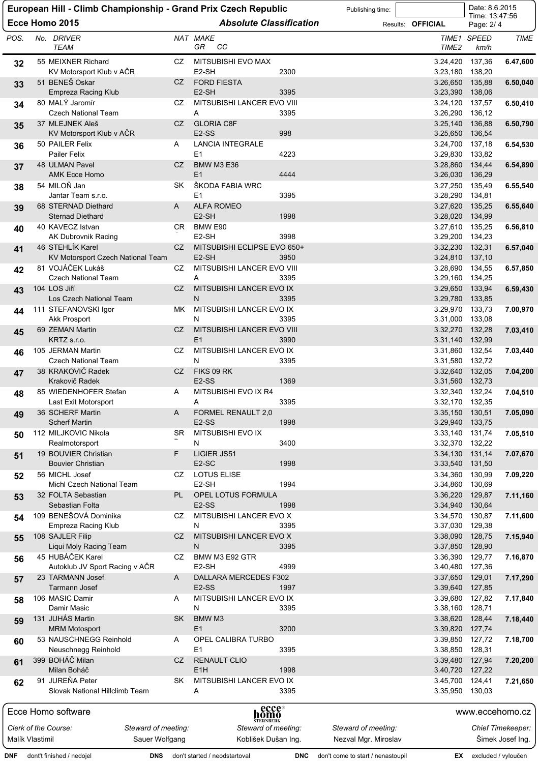# European Hill - Climb Championship - Grand Prix Czech Republic

## Ecce Homo 2015

### Absolute Classification

Publishing time: | Results: **OFFICIAL** | Date: 8.6.2015 | Time: 13:47:56

| POS. | No. | DRIVER / TEAM | NAT | MAKE / GR CC | | TIME1 / TIME2 | SPEED km/h | TIME |
|---|---|---|---|---|---|---|---|---|
| **32** | 55 | MEIXNER Richard<br>KV Motorsport Klub v AČR | CZ | MITSUBISHI EVO MAX<br>E2-SH | 2300 | 3.24,420<br>3.23,180 | 137,36<br>138,20 | **6.47,600** |
| **33** | 51 | BENEŠ Oskar<br>Empreza Racing Klub | CZ | FORD FIESTA<br>E2-SH | 3395 | 3.26,650<br>3.23,390 | 135,88<br>138,06 | **6.50,040** |
| **34** | 80 | MALÝ Jaromír<br>Czech National Team | CZ | MITSUBISHI LANCER EVO VIII<br>A | 3395 | 3.24,120<br>3.26,290 | 137,57<br>136,12 | **6.50,410** |
| **35** | 37 | MLEJNEK Aleš<br>KV Motorsport Klub v AČR | CZ | GLORIA C8F<br>E2-SS | 998 | 3.25,140<br>3.25,650 | 136,88<br>136,54 | **6.50,790** |
| **36** | 50 | PAILER Felix<br>Pailer Felix | A | LANCIA INTEGRALE<br>E1 | 4223 | 3.24,700<br>3.29,830 | 137,18<br>133,82 | **6.54,530** |
| **37** | 48 | ULMAN Pavel<br>AMK Ecce Homo | CZ | BMW M3 E36<br>E1 | 4444 | 3.28,860<br>3.26,030 | 134,44<br>136,29 | **6.54,890** |
| **38** | 54 | MILOŇ Jan<br>Jantar Team s.r.o. | SK | ŠKODA FABIA WRC<br>E1 | 3395 | 3.27,250<br>3.28,290 | 135,49<br>134,81 | **6.55,540** |
| **39** | 68 | STERNAD Diethard<br>Sternad Diethard | A | ALFA ROMEO<br>E2-SH | 1998 | 3.27,620<br>3.28,020 | 135,25<br>134,99 | **6.55,640** |
| **40** | 40 | KAVECZ Istvan<br>AK Dubrovnik Racing | CR | BMW E90<br>E2-SH | 3998 | 3.27,610<br>3.29,200 | 135,25<br>134,23 | **6.56,810** |
| **41** | 46 | STEHLÍK Karel<br>KV Motorsport Czech National Team | CZ | MITSUBISHI ECLIPSE EVO 650+<br>E2-SH | 3950 | 3.32,230<br>3.24,810 | 132,31<br>137,10 | **6.57,040** |
| **42** | 81 | VOJÁČEK Lukáš<br>Czech National Team | CZ | MITSUBISHI LANCER EVO VIII<br>A | 3395 | 3.28,690<br>3.29,160 | 134,55<br>134,25 | **6.57,850** |
| **43** | 104 | LOS Jiří<br>Los Czech National Team | CZ | MITSUBISHI LANCER EVO IX<br>N | 3395 | 3.29,650<br>3.29,780 | 133,94<br>133,85 | **6.59,430** |
| **44** | 111 | STEFANOVSKI Igor<br>Akk Prosport | MK | MITSUBISHI LANCER EVO IX<br>N | 3395 | 3.29,970<br>3.31,000 | 133,73<br>133,08 | **7.00,970** |
| **45** | 69 | ZEMAN Martin<br>KRTZ s.r.o. | CZ | MITSUBISHI LANCER EVO VIII<br>E1 | 3990 | 3.32,270<br>3.31,140 | 132,28<br>132,99 | **7.03,410** |
| **46** | 105 | JERMAN Martin<br>Czech National Team | CZ | MITSUBISHI LANCER EVO IX<br>N | 3395 | 3.31,860<br>3.31,580 | 132,54<br>132,72 | **7.03,440** |
| **47** | 38 | KRAKOVIČ Radek<br>Krakovič Radek | CZ | FIKS 09 RK<br>E2-SS | 1369 | 3.32,640<br>3.31,560 | 132,05<br>132,73 | **7.04,200** |
| **48** | 85 | WIEDENHOFER Stefan<br>Last Exit Motorsport | A | MITSUBISHI EVO IX R4<br>A | 3395 | 3.32,340<br>3.32,170 | 132,24<br>132,35 | **7.04,510** |
| **49** | 36 | SCHERF Martin<br>Scherf Martin | A | FORMEL RENAULT 2,0<br>E2-SS | 1998 | 3.35,150<br>3.29,940 | 130,51<br>133,75 | **7.05,090** |
| **50** | 112 | MILJKOVIC Nikola<br>Realmotorsport | SR | MITSUBISHI EVO IX<br>N | 3400 | 3.33,140<br>3.32,370 | 131,74<br>132,22 | **7.05,510** |
| **51** | 19 | BOUVIER Christian<br>Bouvier Christian | F | LIGIER JS51<br>E2-SC | 1998 | 3.34,130<br>3.33,540 | 131,14<br>131,50 | **7.07,670** |
| **52** | 56 | MICHL Josef<br>Michl Czech National Team | CZ | LOTUS ELISE<br>E2-SH | 1994 | 3.34,360<br>3.34,860 | 130,99<br>130,69 | **7.09,220** |
| **53** | 32 | FOLTA Sebastian<br>Sebastian Folta | PL | OPEL LOTUS FORMULA<br>E2-SS | 1998 | 3.36,220<br>3.34,940 | 129,87<br>130,64 | **7.11,160** |
| **54** | 109 | BENEŠOVÁ Dominika<br>Empreza Racing Klub | CZ | MITSUBISHI LANCER EVO X<br>N | 3395 | 3.34,570<br>3.37,030 | 130,87<br>129,38 | **7.11,600** |
| **55** | 108 | SAJLER Filip<br>Liqui Moly Racing Team | CZ | MITSUBISHI LANCER EVO X<br>N | 3395 | 3.38,090<br>3.37,850 | 128,75<br>128,90 | **7.15,940** |
| **56** | 45 | HUBÁČEK Karel<br>Autoklub JV Sport Racing v AČR | CZ | BMW M3 E92 GTR<br>E2-SH | 4999 | 3.36,390<br>3.40,480 | 129,77<br>127,36 | **7.16,870** |
| **57** | 23 | TARMANN Josef<br>Tarmann Josef | A | DALLARA MERCEDES F302<br>E2-SS | 1997 | 3.37,650<br>3.39,640 | 129,01<br>127,85 | **7.17,290** |
| **58** | 106 | MASIC Damir<br>Damir Masic | A | MITSUBISHI LANCER EVO IX<br>N | 3395 | 3.39,680<br>3.38,160 | 127,82<br>128,71 | **7.17,840** |
| **59** | 131 | JUHÁS Martin<br>MRM Motosport | SK | BMW M3<br>E1 | 3200 | 3.38,620<br>3.39,820 | 128,44<br>127,74 | **7.18,440** |
| **60** | 53 | NAUSCHNEGG Reinhold<br>Neuschnegg Reinhold | A | OPEL CALIBRA TURBO<br>E1 | 3395 | 3.39,850<br>3.38,850 | 127,72<br>128,31 | **7.18,700** |
| **61** | 399 | BOHÁČ Milan<br>Milan Boháč | CZ | RENAULT CLIO<br>E1H | 1998 | 3.39,480<br>3.40,720 | 127,94<br>127,22 | **7.20,200** |
| **62** | 91 | JUREŇA Peter<br>Slovak National Hillclimb Team | SK | MITSUBISHI LANCER EVO IX<br>A | 3395 | 3.45,700<br>3.35,950 | 124,41<br>130,03 | **7.21,650** |

Ecce Homo software — www.eccehomo.cz

| Clerk of the Course: | Steward of meeting: | Steward of meeting: | Steward of meeting: | Chief Timekeeper: |
|---|---|---|---|---|
| Malík Vlastimil | Sauer Wolfgang | Koblišek Dušan Ing. | Nezval Mgr. Miroslav | Šimek Josef Ing. |

**DNF** dont't finished / nedojel **DNS** don't started / neodstartoval **DNC** don't come to start / nenastoupil **EX** excluded / vyloučen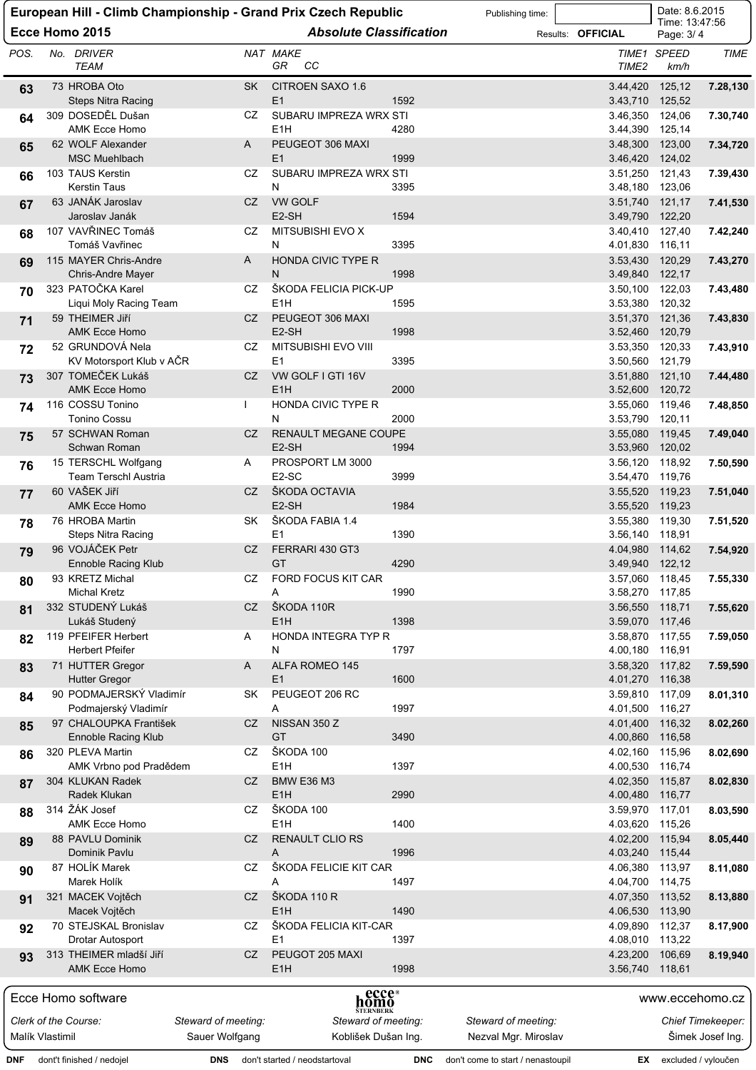# European Hill - Climb Championship - Grand Prix Czech Republic

**Ecce Homo 2015** — *Absolute Classification*

Publishing time: | Results: **OFFICIAL** | Date: 8.6.2015 | Time: 13:47:56

| POS. | No. | DRIVER / TEAM | NAT | MAKE / GR | CC | TIME1 / TIME2 | SPEED km/h | TIME |
|---|---|---|---|---|---|---|---|---|
| **63** | 73 | HROBA Oto / Steps Nitra Racing | SK | CITROEN SAXO 1.6 / E1 | 1592 | 3.44,420 / 3.43,710 | 125,12 / 125,52 | **7.28,130** |
| **64** | 309 | DOSEDĚL Dušan / AMK Ecce Homo | CZ | SUBARU IMPREZA WRX STI / E1H | 4280 | 3.46,350 / 3.44,390 | 124,06 / 125,14 | **7.30,740** |
| **65** | 62 | WOLF Alexander / MSC Muehlbach | A | PEUGEOT 306 MAXI / E1 | 1999 | 3.48,300 / 3.46,420 | 123,00 / 124,02 | **7.34,720** |
| **66** | 103 | TAUS Kerstin / Kerstin Taus | CZ | SUBARU IMPREZA WRX STI / N | 3395 | 3.51,250 / 3.48,180 | 121,43 / 123,06 | **7.39,430** |
| **67** | 63 | JANÁK Jaroslav / Jaroslav Janák | CZ | VW GOLF / E2-SH | 1594 | 3.51,740 / 3.49,790 | 121,17 / 122,20 | **7.41,530** |
| **68** | 107 | VAVŘINEC Tomáš / Tomáš Vavřinec | CZ | MITSUBISHI EVO X / N | 3395 | 3.40,410 / 4.01,830 | 127,40 / 116,11 | **7.42,240** |
| **69** | 115 | MAYER Chris-Andre / Chris-Andre Mayer | A | HONDA CIVIC TYPE R / N | 1998 | 3.53,430 / 3.49,840 | 120,29 / 122,17 | **7.43,270** |
| **70** | 323 | PATOČKA Karel / Liqui Moly Racing Team | CZ | ŠKODA FELICIA PICK-UP / E1H | 1595 | 3.50,100 / 3.53,380 | 122,03 / 120,32 | **7.43,480** |
| **71** | 59 | THEIMER Jiří / AMK Ecce Homo | CZ | PEUGEOT 306 MAXI / E2-SH | 1998 | 3.51,370 / 3.52,460 | 121,36 / 120,79 | **7.43,830** |
| **72** | 52 | GRUNDOVÁ Nela / KV Motorsport Klub v AČR | CZ | MITSUBISHI EVO VIII / E1 | 3395 | 3.53,350 / 3.50,560 | 120,33 / 121,79 | **7.43,910** |
| **73** | 307 | TOMEČEK Lukáš / AMK Ecce Homo | CZ | VW GOLF I GTI 16V / E1H | 2000 | 3.51,880 / 3.52,600 | 121,10 / 120,72 | **7.44,480** |
| **74** | 116 | COSSU Tonino / Tonino Cossu | I | HONDA CIVIC TYPE R / N | 2000 | 3.55,060 / 3.53,790 | 119,46 / 120,11 | **7.48,850** |
| **75** | 57 | SCHWAN Roman / Schwan Roman | CZ | RENAULT MEGANE COUPE / E2-SH | 1994 | 3.55,080 / 3.53,960 | 119,45 / 120,02 | **7.49,040** |
| **76** | 15 | TERSCHL Wolfgang / Team Terschl Austria | A | PROSPORT LM 3000 / E2-SC | 3999 | 3.56,120 / 3.54,470 | 118,92 / 119,76 | **7.50,590** |
| **77** | 60 | VAŠEK Jiří / AMK Ecce Homo | CZ | ŠKODA OCTAVIA / E2-SH | 1984 | 3.55,520 / 3.55,520 | 119,23 / 119,23 | **7.51,040** |
| **78** | 76 | HROBA Martin / Steps Nitra Racing | SK | ŠKODA FABIA 1.4 / E1 | 1390 | 3.55,380 / 3.56,140 | 119,30 / 118,91 | **7.51,520** |
| **79** | 96 | VOJÁČEK Petr / Ennoble Racing Klub | CZ | FERRARI 430 GT3 / GT | 4290 | 4.04,980 / 3.49,940 | 114,62 / 122,12 | **7.54,920** |
| **80** | 93 | KRETZ Michal / Michal Kretz | CZ | FORD FOCUS KIT CAR / A | 1990 | 3.57,060 / 3.58,270 | 118,45 / 117,85 | **7.55,330** |
| **81** | 332 | STUDENÝ Lukáš / Lukáš Studený | CZ | ŠKODA 110R / E1H | 1398 | 3.56,550 / 3.59,070 | 118,71 / 117,46 | **7.55,620** |
| **82** | 119 | PFEIFER Herbert / Herbert Pfeifer | A | HONDA INTEGRA TYP R / N | 1797 | 3.58,870 / 4.00,180 | 117,55 / 116,91 | **7.59,050** |
| **83** | 71 | HUTTER Gregor / Hutter Gregor | A | ALFA ROMEO 145 / E1 | 1600 | 3.58,320 / 4.01,270 | 117,82 / 116,38 | **7.59,590** |
| **84** | 90 | PODMAJERSKÝ Vladimír / Podmajerský Vladimír | SK | PEUGEOT 206 RC / A | 1997 | 3.59,810 / 4.01,500 | 117,09 / 116,27 | **8.01,310** |
| **85** | 97 | CHALOUPKA František / Ennoble Racing Klub | CZ | NISSAN 350 Z / GT | 3490 | 4.01,400 / 4.00,860 | 116,32 / 116,58 | **8.02,260** |
| **86** | 320 | PLEVA Martin / AMK Vrbno pod Pradědem | CZ | ŠKODA 100 / E1H | 1397 | 4.02,160 / 4.00,530 | 115,96 / 116,74 | **8.02,690** |
| **87** | 304 | KLUKAN Radek / Radek Klukan | CZ | BMW E36 M3 / E1H | 2990 | 4.02,350 / 4.00,480 | 115,87 / 116,77 | **8.02,830** |
| **88** | 314 | ŽÁK Josef / AMK Ecce Homo | CZ | ŠKODA 100 / E1H | 1400 | 3.59,970 / 4.03,620 | 117,01 / 115,26 | **8.03,590** |
| **89** | 88 | PAVLU Dominik / Dominik Pavlu | CZ | RENAULT CLIO RS / A | 1996 | 4.02,200 / 4.03,240 | 115,94 / 115,44 | **8.05,440** |
| **90** | 87 | HOLÍK Marek / Marek Holík | CZ | ŠKODA FELICIE KIT CAR / A | 1497 | 4.06,380 / 4.04,700 | 113,97 / 114,75 | **8.11,080** |
| **91** | 321 | MACEK Vojtěch / Macek Vojtěch | CZ | ŠKODA 110 R / E1H | 1490 | 4.07,350 / 4.06,530 | 113,52 / 113,90 | **8.13,880** |
| **92** | 70 | STEJSKAL Bronislav / Drotar Autosport | CZ | ŠKODA FELICIA KIT-CAR / E1 | 1397 | 4.09,890 / 4.08,010 | 112,37 / 113,22 | **8.17,900** |
| **93** | 313 | THEIMER mladší Jiří / AMK Ecce Homo | CZ | PEUGOT 205 MAXI / E1H | 1998 | 4.23,200 / 3.56,740 | 106,69 / 118,61 | **8.19,940** |

Ecce Homo software — www.eccehomo.cz

| Clerk of the Course: | Steward of meeting: | Steward of meeting: | Steward of meeting: | Chief Timekeeper: |
|---|---|---|---|---|
| Malík Vlastimil | Sauer Wolfgang | Koblišek Dušan Ing. | Nezval Mgr. Miroslav | Šimek Josef Ing. |

**DNF** dont't finished / nedojel **DNS** don't started / neodstartoval **DNC** don't come to start / nenastoupil **EX** excluded / vyloučen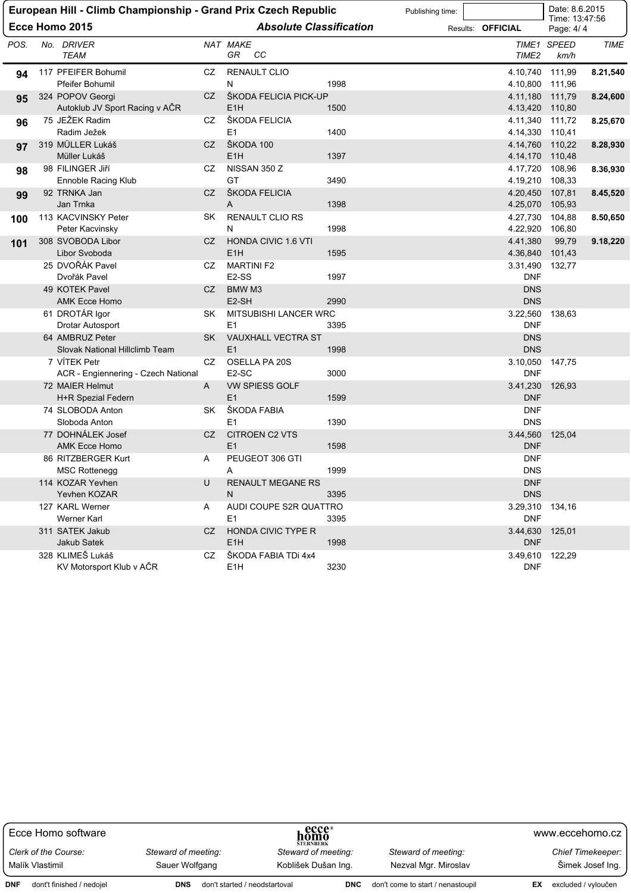# European Hill - Climb Championship - Grand Prix Czech Republic

**Ecce Homo 2015** — *Absolute Classification*

Publishing time: | Results: **OFFICIAL** | Date: 8.6.2015 | Time: 13:47:56

| POS. | No. | DRIVER / TEAM | NAT | MAKE / GR / CC | TIME1 / TIME2 | SPEED km/h | TIME |
|---|---|---|---|---|---|---|---|
| **94** | 117 | PFEIFER Bohumil<br>Pfeifer Bohumil | CZ | RENAULT CLIO<br>N 1998 | 4.10,740<br>4.10,800 | 111,99<br>111,96 | **8.21,540** |
| **95** | 324 | POPOV Georgi<br>Autoklub JV Sport Racing v AČR | CZ | ŠKODA FELICIA PICK-UP<br>E1H 1500 | 4.11,180<br>4.13,420 | 111,79<br>110,80 | **8.24,600** |
| **96** | 75 | JEŽEK Radim<br>Radim Ježek | CZ | ŠKODA FELICIA<br>E1 1400 | 4.11,340<br>4.14,330 | 111,72<br>110,41 | **8.25,670** |
| **97** | 319 | MÜLLER Lukáš<br>Müller Lukáš | CZ | ŠKODA 100<br>E1H 1397 | 4.14,760<br>4.14,170 | 110,22<br>110,48 | **8.28,930** |
| **98** | 98 | FILINGER Jiří<br>Ennoble Racing Klub | CZ | NISSAN 350 Z<br>GT 3490 | 4.17,720<br>4.19,210 | 108,96<br>108,33 | **8.36,930** |
| **99** | 92 | TRNKA Jan<br>Jan Trnka | CZ | ŠKODA FELICIA<br>A 1398 | 4.20,450<br>4.25,070 | 107,81<br>105,93 | **8.45,520** |
| **100** | 113 | KACVINSKY Peter<br>Peter Kacvinsky | SK | RENAULT CLIO RS<br>N 1998 | 4.27,730<br>4.22,920 | 104,88<br>106,80 | **8.50,650** |
| **101** | 308 | SVOBODA Libor<br>Libor Svoboda | CZ | HONDA CIVIC 1.6 VTI<br>E1H 1595 | 4.41,380<br>4.36,840 | 99,79<br>101,43 | **9.18,220** |
| | 25 | DVOŘÁK Pavel<br>Dvořák Pavel | CZ | MARTINI F2<br>E2-SS 1997 | 3.31,490<br>DNF | 132,77 | |
| | 49 | KOTEK Pavel<br>AMK Ecce Homo | CZ | BMW M3<br>E2-SH 2990 | DNS<br>DNS | | |
| | 61 | DROTÁR Igor<br>Drotar Autosport | SK | MITSUBISHI LANCER WRC<br>E1 3395 | 3.22,560<br>DNF | 138,63 | |
| | 64 | AMBRUZ Peter<br>Slovak National Hillclimb Team | SK | VAUXHALL VECTRA ST<br>E1 1998 | DNS<br>DNS | | |
| | 7 | VÍTEK Petr<br>ACR - Engiennering - Czech National | CZ | OSELLA PA 20S<br>E2-SC 3000 | 3.10,050<br>DNF | 147,75 | |
| | 72 | MAIER Helmut<br>H+R Spezial Federn | A | VW SPIESS GOLF<br>E1 1599 | 3.41,230<br>DNF | 126,93 | |
| | 74 | SLOBODA Anton<br>Sloboda Anton | SK | ŠKODA FABIA<br>E1 1390 | DNF<br>DNS | | |
| | 77 | DOHNÁLEK Josef<br>AMK Ecce Homo | CZ | CITROEN C2 VTS<br>E1 1598 | 3.44,560<br>DNF | 125,04 | |
| | 86 | RITZBERGER Kurt<br>MSC Rottenegg | A | PEUGEOT 306 GTI<br>A 1999 | DNF<br>DNS | | |
| | 114 | KOZAR Yevhen<br>Yevhen KOZAR | U | RENAULT MEGANE RS<br>N 3395 | DNF<br>DNS | | |
| | 127 | KARL Werner<br>Werner Karl | A | AUDI COUPE S2R QUATTRO<br>E1 3395 | 3.29,310<br>DNF | 134,16 | |
| | 311 | SATEK Jakub<br>Jakub Satek | CZ | HONDA CIVIC TYPE R<br>E1H 1998 | 3.44,630<br>DNF | 125,01 | |
| | 328 | KLIMEŠ Lukáš<br>KV Motorsport Klub v AČR | CZ | ŠKODA FABIA TDi 4x4<br>E1H 3230 | 3.49,610<br>DNF | 122,29 | |

Ecce Homo software — www.eccehomo.cz

| *Clerk of the Course:* | *Steward of meeting:* | *Steward of meeting:* | *Steward of meeting:* | *Chief Timekeeper:* |
|---|---|---|---|---|
| Malík Vlastimil | Sauer Wolfgang | Koblišek Dušan Ing. | Nezval Mgr. Miroslav | Šimek Josef Ing. |

**DNF** dont't finished / nedojel **DNS** don't started / neodstartoval **DNC** don't come to start / nenastoupil **EX** excluded / vyloučen